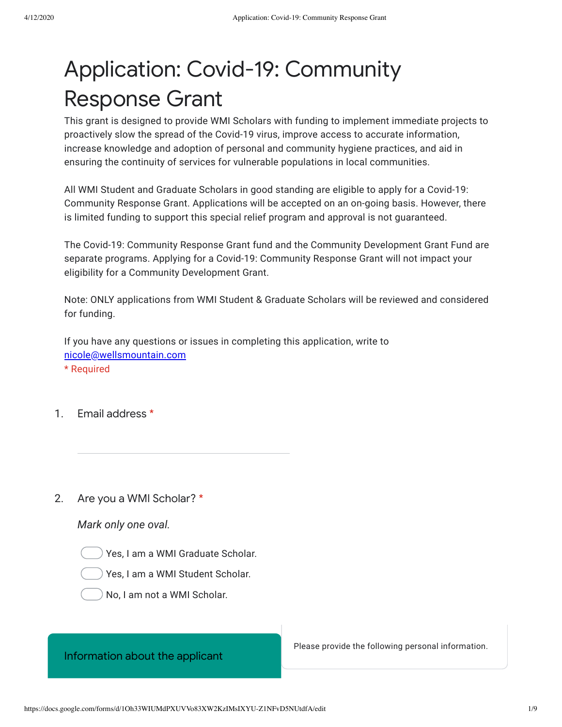# Application: Covid-19: Community Response Grant

This grant is designed to provide WMI Scholars with funding to implement immediate projects to proactively slow the spread of the Covid-19 virus, improve access to accurate information, increase knowledge and adoption of personal and community hygiene practices, and aid in ensuring the continuity of services for vulnerable populations in local communities.

All WMI Student and Graduate Scholars in good standing are eligible to apply for a Covid-19: Community Response Grant. Applications will be accepted on an on-going basis. However, there is limited funding to support this special relief program and approval is not guaranteed.

The Covid-19: Community Response Grant fund and the Community Development Grant Fund are separate programs. Applying for a Covid-19: Community Response Grant will not impact your eligibility for a Community Development Grant.

Note: ONLY applications from WMI Student & Graduate Scholars will be reviewed and considered for funding.

If you have any questions or issues in completing this application, write to nicole@wellsmountain.com

\* Required

1. Email address *

2. Are you a WMI Scholar? *

   *Mark only one oval.*

   - ◯ Yes, I am a WMI Graduate Scholar.
   - ◯ Yes, I am a WMI Student Scholar.
   - ◯ No, I am not a WMI Scholar.

## Information about the applicant

Please provide the following personal information.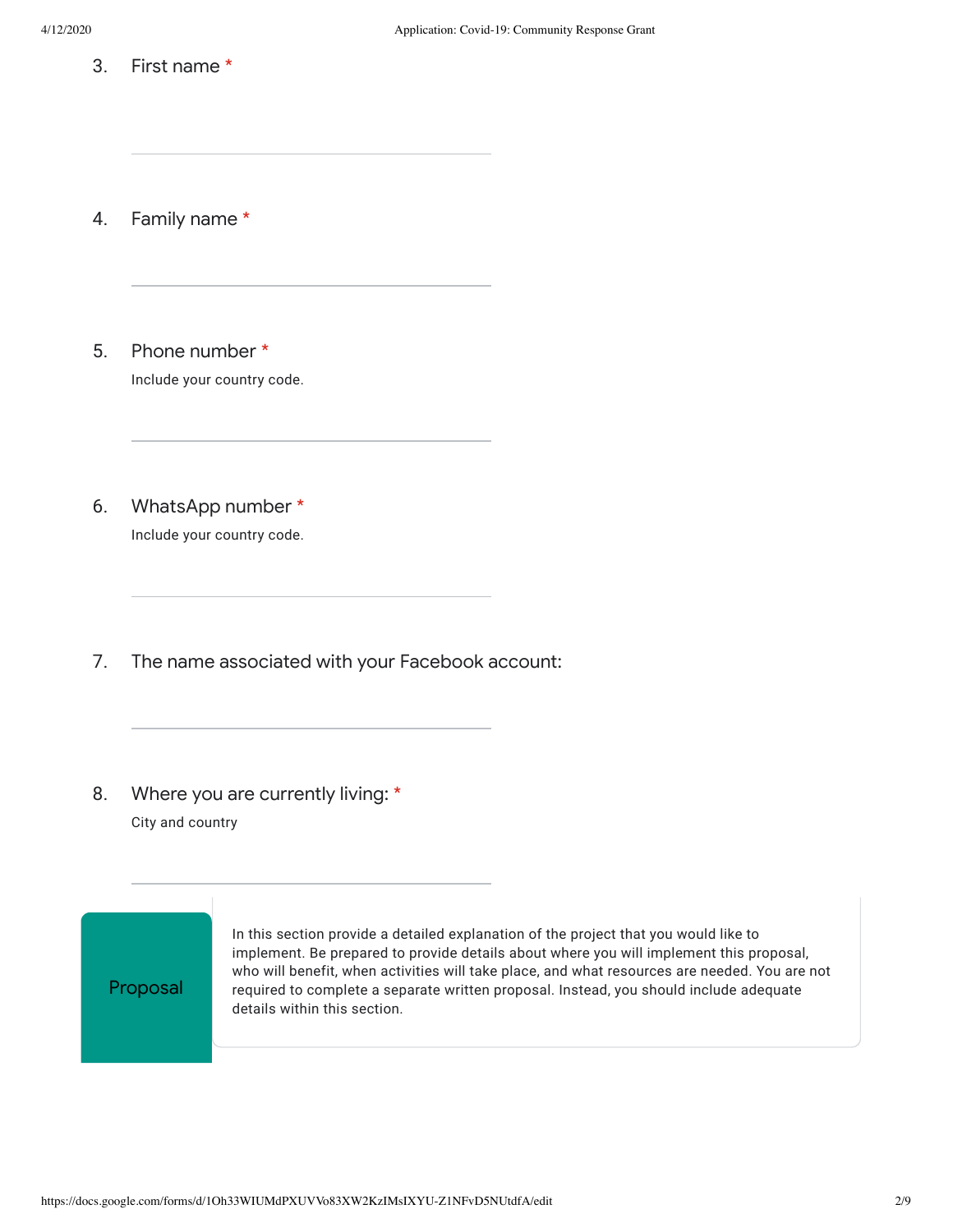3. First name *

4. Family name *

5. Phone number *
   Include your country code.

6. WhatsApp number *
   Include your country code.

7. The name associated with your Facebook account:

8. Where you are currently living: *
   City and country

## Proposal

In this section provide a detailed explanation of the project that you would like to implement. Be prepared to provide details about where you will implement this proposal, who will benefit, when activities will take place, and what resources are needed. You are not required to complete a separate written proposal. Instead, you should include adequate details within this section.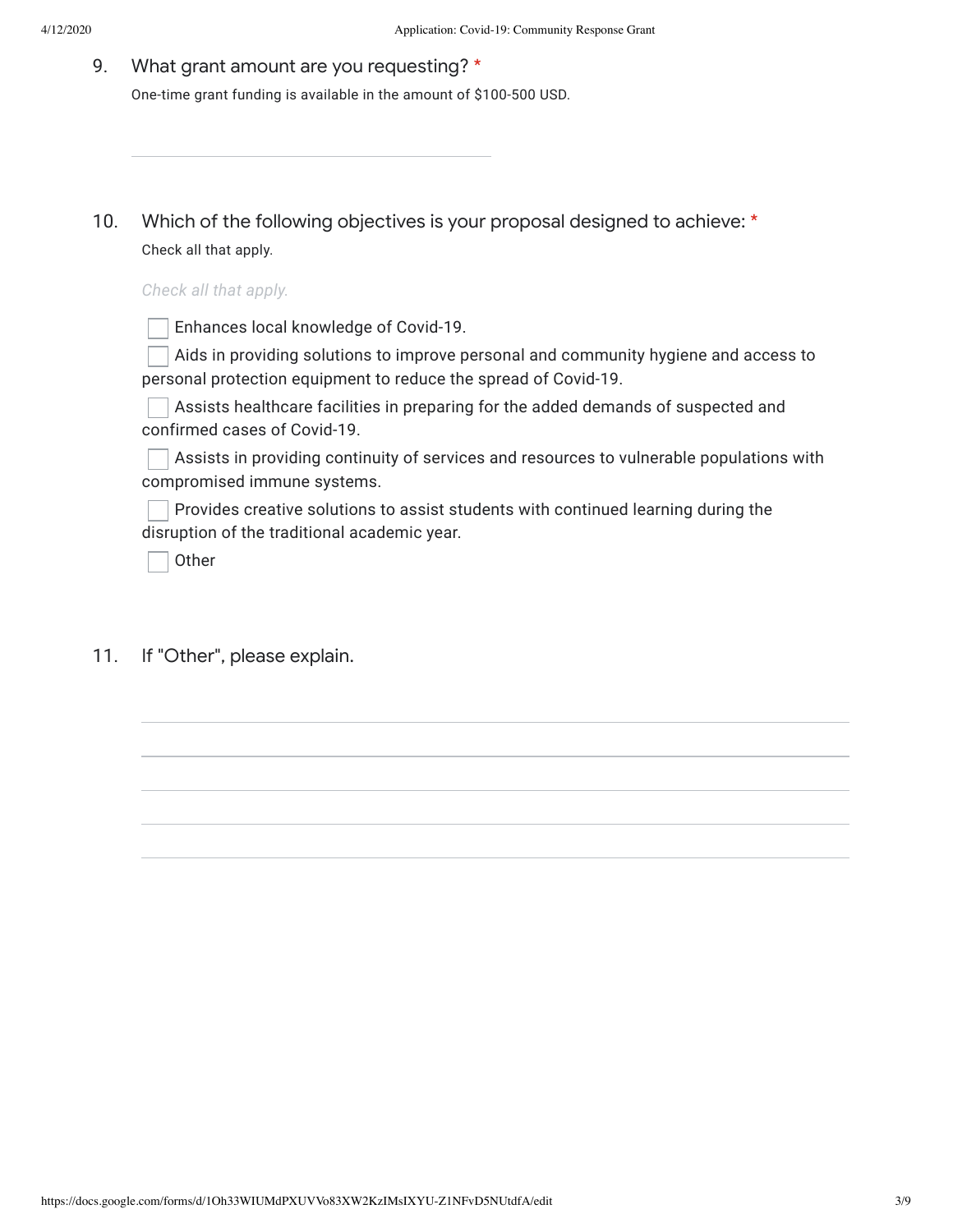9. What grant amount are you requesting? *

One-time grant funding is available in the amount of $100-500 USD.

10. Which of the following objectives is your proposal designed to achieve: *

Check all that apply.

*Check all that apply.*

- [ ] Enhances local knowledge of Covid-19.
- [ ] Aids in providing solutions to improve personal and community hygiene and access to personal protection equipment to reduce the spread of Covid-19.
- [ ] Assists healthcare facilities in preparing for the added demands of suspected and confirmed cases of Covid-19.
- [ ] Assists in providing continuity of services and resources to vulnerable populations with compromised immune systems.
- [ ] Provides creative solutions to assist students with continued learning during the disruption of the traditional academic year.
- [ ] Other

11. If "Other", please explain.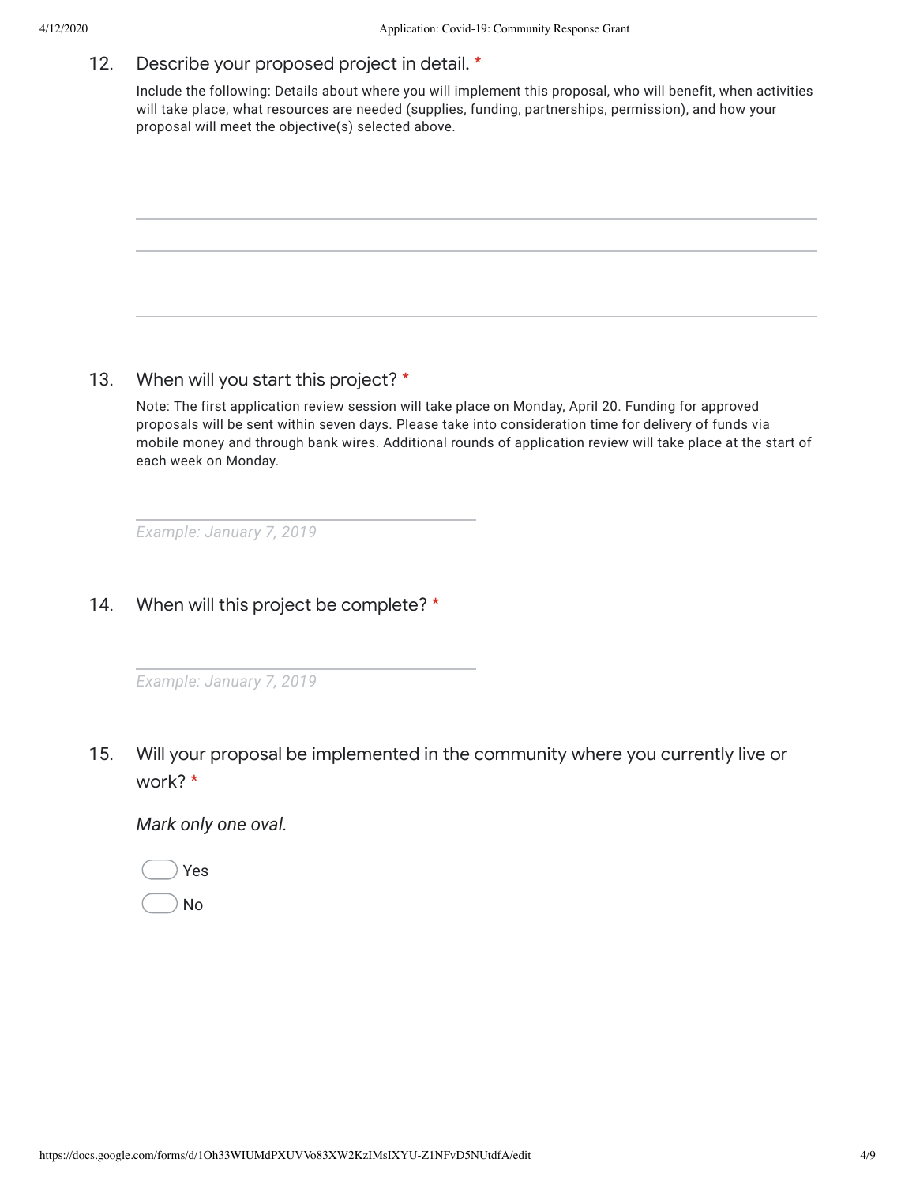12. Describe your proposed project in detail. *

Include the following: Details about where you will implement this proposal, who will benefit, when activities will take place, what resources are needed (supplies, funding, partnerships, permission), and how your proposal will meet the objective(s) selected above.

_______________________________________________

_______________________________________________

_______________________________________________

_______________________________________________

_______________________________________________

13. When will you start this project? *

Note: The first application review session will take place on Monday, April 20. Funding for approved proposals will be sent within seven days. Please take into consideration time for delivery of funds via mobile money and through bank wires. Additional rounds of application review will take place at the start of each week on Monday.

_______________________________________________
*Example: January 7, 2019*

14. When will this project be complete? *

_______________________________________________
*Example: January 7, 2019*

15. Will your proposal be implemented in the community where you currently live or work? *

*Mark only one oval.*

- ( ) Yes
- ( ) No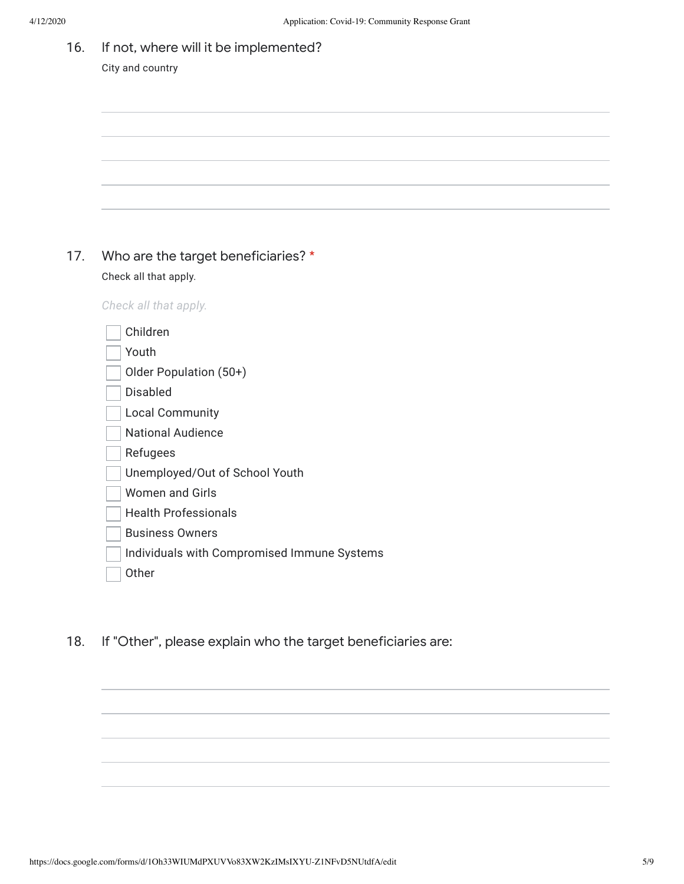16. If not, where will it be implemented?

City and country

17. Who are the target beneficiaries? *

Check all that apply.

*Check all that apply.*

- [ ] Children
- [ ] Youth
- [ ] Older Population (50+)
- [ ] Disabled
- [ ] Local Community
- [ ] National Audience
- [ ] Refugees
- [ ] Unemployed/Out of School Youth
- [ ] Women and Girls
- [ ] Health Professionals
- [ ] Business Owners
- [ ] Individuals with Compromised Immune Systems
- [ ] Other

18. If "Other", please explain who the target beneficiaries are: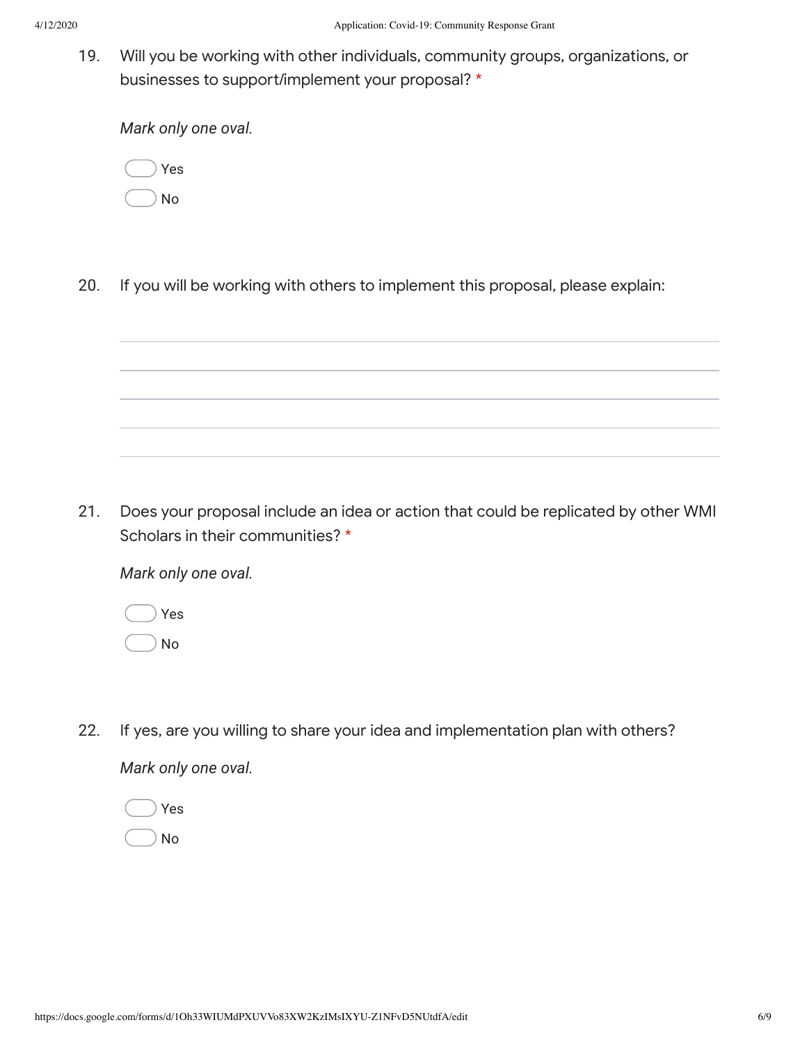19. Will you be working with other individuals, community groups, organizations, or businesses to support/implement your proposal? *

*Mark only one oval.*

- ◯ Yes
- ◯ No

20. If you will be working with others to implement this proposal, please explain:

_______________________________________________

_______________________________________________

_______________________________________________

_______________________________________________

_______________________________________________

21. Does your proposal include an idea or action that could be replicated by other WMI Scholars in their communities? *

*Mark only one oval.*

- ◯ Yes
- ◯ No

22. If yes, are you willing to share your idea and implementation plan with others?

*Mark only one oval.*

- ◯ Yes
- ◯ No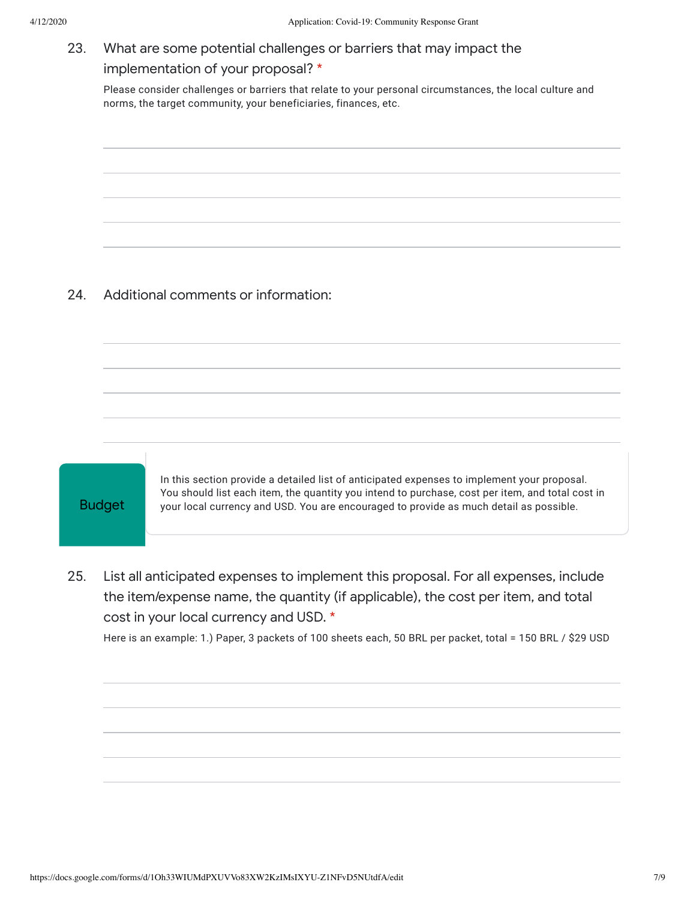23. What are some potential challenges or barriers that may impact the implementation of your proposal? *

Please consider challenges or barriers that relate to your personal circumstances, the local culture and norms, the target community, your beneficiaries, finances, etc.

24. Additional comments or information:

## Budget

In this section provide a detailed list of anticipated expenses to implement your proposal. You should list each item, the quantity you intend to purchase, cost per item, and total cost in your local currency and USD. You are encouraged to provide as much detail as possible.

25. List all anticipated expenses to implement this proposal. For all expenses, include the item/expense name, the quantity (if applicable), the cost per item, and total cost in your local currency and USD. *

Here is an example: 1.) Paper, 3 packets of 100 sheets each, 50 BRL per packet, total = 150 BRL / $29 USD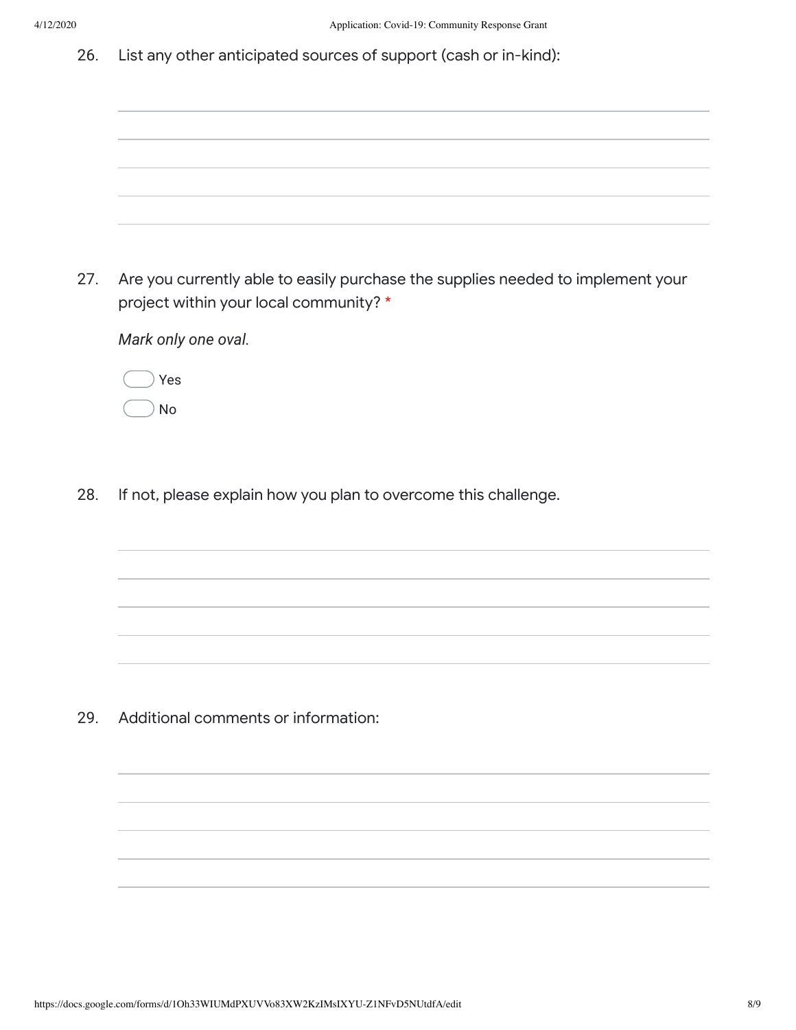26. List any other anticipated sources of support (cash or in-kind):

27. Are you currently able to easily purchase the supplies needed to implement your project within your local community? *

*Mark only one oval.*

- Yes
- No

28. If not, please explain how you plan to overcome this challenge.

29. Additional comments or information: